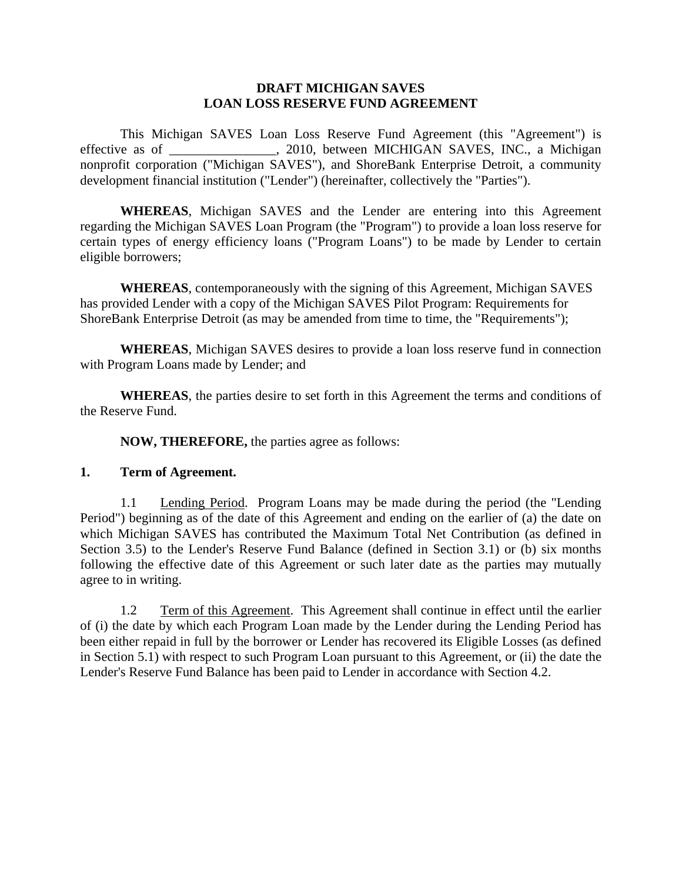# DRAFT MICHIGAN SAVES
# LOAN LOSS RESERVE FUND AGREEMENT

This Michigan SAVES Loan Loss Reserve Fund Agreement (this "Agreement") is effective as of ________________, 2010, between MICHIGAN SAVES, INC., a Michigan nonprofit corporation ("Michigan SAVES"), and ShoreBank Enterprise Detroit, a community development financial institution ("Lender") (hereinafter, collectively the "Parties").

**WHEREAS**, Michigan SAVES and the Lender are entering into this Agreement regarding the Michigan SAVES Loan Program (the "Program") to provide a loan loss reserve for certain types of energy efficiency loans ("Program Loans") to be made by Lender to certain eligible borrowers;

**WHEREAS**, contemporaneously with the signing of this Agreement, Michigan SAVES has provided Lender with a copy of the Michigan SAVES Pilot Program: Requirements for ShoreBank Enterprise Detroit (as may be amended from time to time, the "Requirements");

**WHEREAS**, Michigan SAVES desires to provide a loan loss reserve fund in connection with Program Loans made by Lender; and

**WHEREAS**, the parties desire to set forth in this Agreement the terms and conditions of the Reserve Fund.

**NOW, THEREFORE,** the parties agree as follows:

**1. Term of Agreement.**

1.1 Lending Period. Program Loans may be made during the period (the "Lending Period") beginning as of the date of this Agreement and ending on the earlier of (a) the date on which Michigan SAVES has contributed the Maximum Total Net Contribution (as defined in Section 3.5) to the Lender's Reserve Fund Balance (defined in Section 3.1) or (b) six months following the effective date of this Agreement or such later date as the parties may mutually agree to in writing.

1.2 Term of this Agreement. This Agreement shall continue in effect until the earlier of (i) the date by which each Program Loan made by the Lender during the Lending Period has been either repaid in full by the borrower or Lender has recovered its Eligible Losses (as defined in Section 5.1) with respect to such Program Loan pursuant to this Agreement, or (ii) the date the Lender's Reserve Fund Balance has been paid to Lender in accordance with Section 4.2.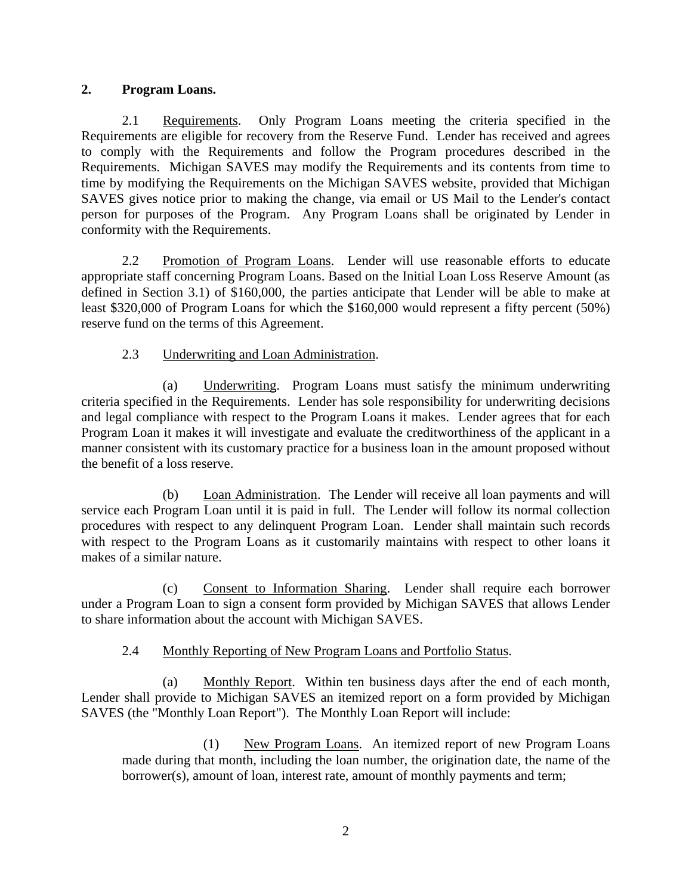**2. Program Loans.**

2.1 Requirements. Only Program Loans meeting the criteria specified in the Requirements are eligible for recovery from the Reserve Fund. Lender has received and agrees to comply with the Requirements and follow the Program procedures described in the Requirements. Michigan SAVES may modify the Requirements and its contents from time to time by modifying the Requirements on the Michigan SAVES website, provided that Michigan SAVES gives notice prior to making the change, via email or US Mail to the Lender's contact person for purposes of the Program. Any Program Loans shall be originated by Lender in conformity with the Requirements.

2.2 Promotion of Program Loans. Lender will use reasonable efforts to educate appropriate staff concerning Program Loans. Based on the Initial Loan Loss Reserve Amount (as defined in Section 3.1) of $160,000, the parties anticipate that Lender will be able to make at least $320,000 of Program Loans for which the $160,000 would represent a fifty percent (50%) reserve fund on the terms of this Agreement.

2.3 Underwriting and Loan Administration.

(a) Underwriting. Program Loans must satisfy the minimum underwriting criteria specified in the Requirements. Lender has sole responsibility for underwriting decisions and legal compliance with respect to the Program Loans it makes. Lender agrees that for each Program Loan it makes it will investigate and evaluate the creditworthiness of the applicant in a manner consistent with its customary practice for a business loan in the amount proposed without the benefit of a loss reserve.

(b) Loan Administration. The Lender will receive all loan payments and will service each Program Loan until it is paid in full. The Lender will follow its normal collection procedures with respect to any delinquent Program Loan. Lender shall maintain such records with respect to the Program Loans as it customarily maintains with respect to other loans it makes of a similar nature.

(c) Consent to Information Sharing. Lender shall require each borrower under a Program Loan to sign a consent form provided by Michigan SAVES that allows Lender to share information about the account with Michigan SAVES.

2.4 Monthly Reporting of New Program Loans and Portfolio Status.

(a) Monthly Report. Within ten business days after the end of each month, Lender shall provide to Michigan SAVES an itemized report on a form provided by Michigan SAVES (the "Monthly Loan Report"). The Monthly Loan Report will include:

(1) New Program Loans. An itemized report of new Program Loans made during that month, including the loan number, the origination date, the name of the borrower(s), amount of loan, interest rate, amount of monthly payments and term;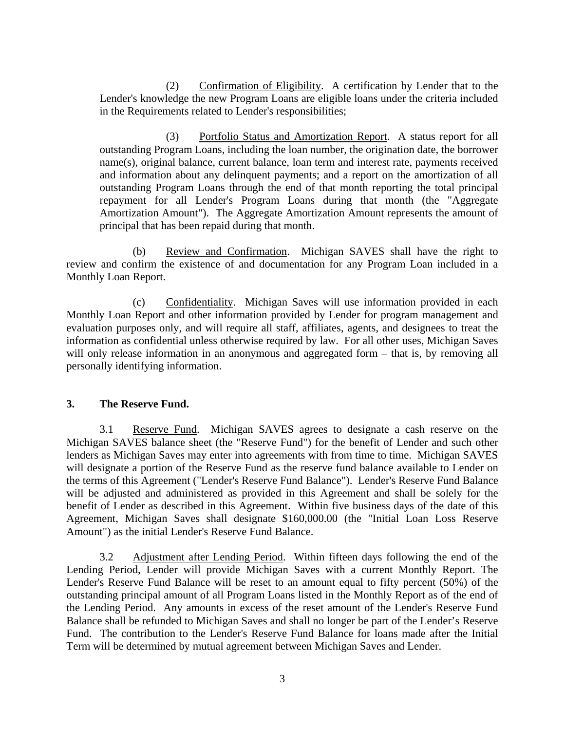(2) Confirmation of Eligibility. A certification by Lender that to the Lender's knowledge the new Program Loans are eligible loans under the criteria included in the Requirements related to Lender's responsibilities;

(3) Portfolio Status and Amortization Report. A status report for all outstanding Program Loans, including the loan number, the origination date, the borrower name(s), original balance, current balance, loan term and interest rate, payments received and information about any delinquent payments; and a report on the amortization of all outstanding Program Loans through the end of that month reporting the total principal repayment for all Lender's Program Loans during that month (the "Aggregate Amortization Amount"). The Aggregate Amortization Amount represents the amount of principal that has been repaid during that month.

(b) Review and Confirmation. Michigan SAVES shall have the right to review and confirm the existence of and documentation for any Program Loan included in a Monthly Loan Report.

(c) Confidentiality. Michigan Saves will use information provided in each Monthly Loan Report and other information provided by Lender for program management and evaluation purposes only, and will require all staff, affiliates, agents, and designees to treat the information as confidential unless otherwise required by law. For all other uses, Michigan Saves will only release information in an anonymous and aggregated form – that is, by removing all personally identifying information.

## 3. The Reserve Fund.

3.1 Reserve Fund. Michigan SAVES agrees to designate a cash reserve on the Michigan SAVES balance sheet (the "Reserve Fund") for the benefit of Lender and such other lenders as Michigan Saves may enter into agreements with from time to time. Michigan SAVES will designate a portion of the Reserve Fund as the reserve fund balance available to Lender on the terms of this Agreement ("Lender's Reserve Fund Balance"). Lender's Reserve Fund Balance will be adjusted and administered as provided in this Agreement and shall be solely for the benefit of Lender as described in this Agreement. Within five business days of the date of this Agreement, Michigan Saves shall designate $160,000.00 (the "Initial Loan Loss Reserve Amount") as the initial Lender's Reserve Fund Balance.

3.2 Adjustment after Lending Period. Within fifteen days following the end of the Lending Period, Lender will provide Michigan Saves with a current Monthly Report. The Lender's Reserve Fund Balance will be reset to an amount equal to fifty percent (50%) of the outstanding principal amount of all Program Loans listed in the Monthly Report as of the end of the Lending Period. Any amounts in excess of the reset amount of the Lender's Reserve Fund Balance shall be refunded to Michigan Saves and shall no longer be part of the Lender's Reserve Fund. The contribution to the Lender's Reserve Fund Balance for loans made after the Initial Term will be determined by mutual agreement between Michigan Saves and Lender.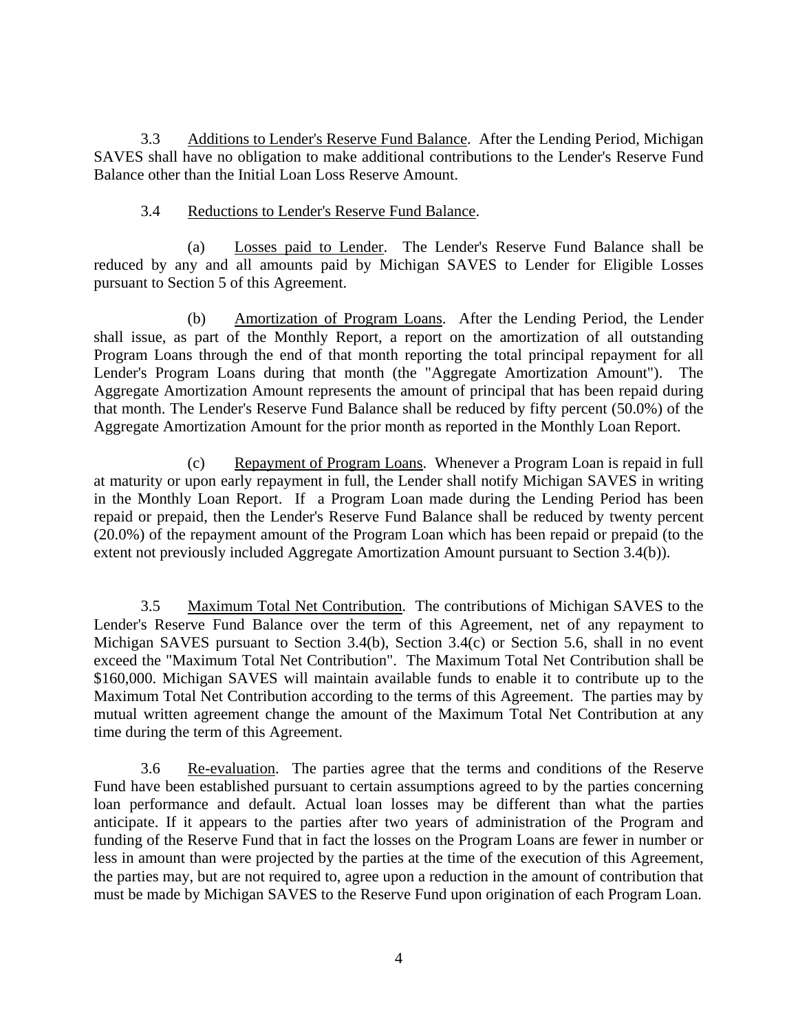3.3 Additions to Lender's Reserve Fund Balance. After the Lending Period, Michigan SAVES shall have no obligation to make additional contributions to the Lender's Reserve Fund Balance other than the Initial Loan Loss Reserve Amount.

3.4 Reductions to Lender's Reserve Fund Balance.

(a) Losses paid to Lender. The Lender's Reserve Fund Balance shall be reduced by any and all amounts paid by Michigan SAVES to Lender for Eligible Losses pursuant to Section 5 of this Agreement.

(b) Amortization of Program Loans. After the Lending Period, the Lender shall issue, as part of the Monthly Report, a report on the amortization of all outstanding Program Loans through the end of that month reporting the total principal repayment for all Lender's Program Loans during that month (the "Aggregate Amortization Amount"). The Aggregate Amortization Amount represents the amount of principal that has been repaid during that month. The Lender's Reserve Fund Balance shall be reduced by fifty percent (50.0%) of the Aggregate Amortization Amount for the prior month as reported in the Monthly Loan Report.

(c) Repayment of Program Loans. Whenever a Program Loan is repaid in full at maturity or upon early repayment in full, the Lender shall notify Michigan SAVES in writing in the Monthly Loan Report. If a Program Loan made during the Lending Period has been repaid or prepaid, then the Lender's Reserve Fund Balance shall be reduced by twenty percent (20.0%) of the repayment amount of the Program Loan which has been repaid or prepaid (to the extent not previously included Aggregate Amortization Amount pursuant to Section 3.4(b)).

3.5 Maximum Total Net Contribution. The contributions of Michigan SAVES to the Lender's Reserve Fund Balance over the term of this Agreement, net of any repayment to Michigan SAVES pursuant to Section 3.4(b), Section 3.4(c) or Section 5.6, shall in no event exceed the "Maximum Total Net Contribution". The Maximum Total Net Contribution shall be $160,000. Michigan SAVES will maintain available funds to enable it to contribute up to the Maximum Total Net Contribution according to the terms of this Agreement. The parties may by mutual written agreement change the amount of the Maximum Total Net Contribution at any time during the term of this Agreement.

3.6 Re-evaluation. The parties agree that the terms and conditions of the Reserve Fund have been established pursuant to certain assumptions agreed to by the parties concerning loan performance and default. Actual loan losses may be different than what the parties anticipate. If it appears to the parties after two years of administration of the Program and funding of the Reserve Fund that in fact the losses on the Program Loans are fewer in number or less in amount than were projected by the parties at the time of the execution of this Agreement, the parties may, but are not required to, agree upon a reduction in the amount of contribution that must be made by Michigan SAVES to the Reserve Fund upon origination of each Program Loan.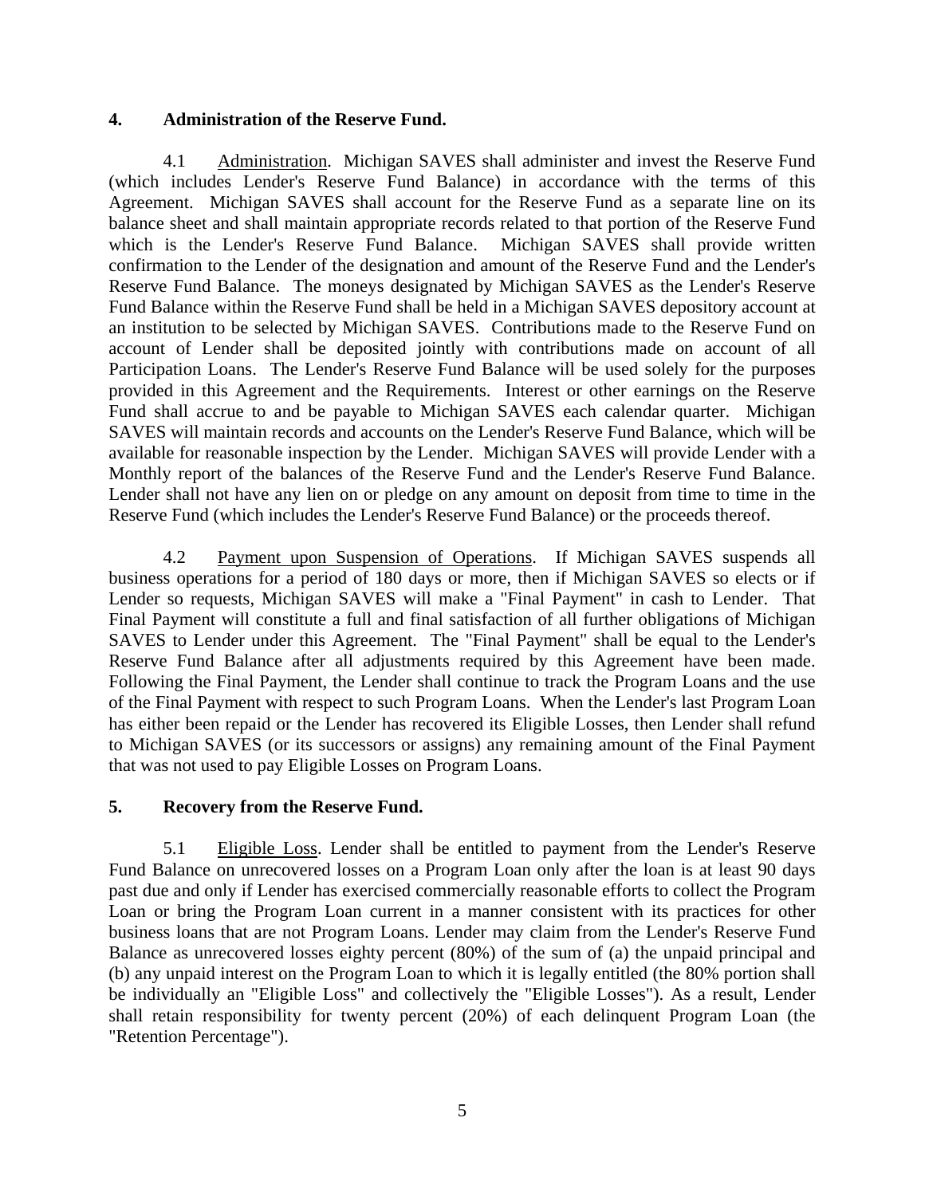## 4. Administration of the Reserve Fund.

4.1 Administration. Michigan SAVES shall administer and invest the Reserve Fund (which includes Lender's Reserve Fund Balance) in accordance with the terms of this Agreement. Michigan SAVES shall account for the Reserve Fund as a separate line on its balance sheet and shall maintain appropriate records related to that portion of the Reserve Fund which is the Lender's Reserve Fund Balance. Michigan SAVES shall provide written confirmation to the Lender of the designation and amount of the Reserve Fund and the Lender's Reserve Fund Balance. The moneys designated by Michigan SAVES as the Lender's Reserve Fund Balance within the Reserve Fund shall be held in a Michigan SAVES depository account at an institution to be selected by Michigan SAVES. Contributions made to the Reserve Fund on account of Lender shall be deposited jointly with contributions made on account of all Participation Loans. The Lender's Reserve Fund Balance will be used solely for the purposes provided in this Agreement and the Requirements. Interest or other earnings on the Reserve Fund shall accrue to and be payable to Michigan SAVES each calendar quarter. Michigan SAVES will maintain records and accounts on the Lender's Reserve Fund Balance, which will be available for reasonable inspection by the Lender. Michigan SAVES will provide Lender with a Monthly report of the balances of the Reserve Fund and the Lender's Reserve Fund Balance. Lender shall not have any lien on or pledge on any amount on deposit from time to time in the Reserve Fund (which includes the Lender's Reserve Fund Balance) or the proceeds thereof.

4.2 Payment upon Suspension of Operations. If Michigan SAVES suspends all business operations for a period of 180 days or more, then if Michigan SAVES so elects or if Lender so requests, Michigan SAVES will make a "Final Payment" in cash to Lender. That Final Payment will constitute a full and final satisfaction of all further obligations of Michigan SAVES to Lender under this Agreement. The "Final Payment" shall be equal to the Lender's Reserve Fund Balance after all adjustments required by this Agreement have been made. Following the Final Payment, the Lender shall continue to track the Program Loans and the use of the Final Payment with respect to such Program Loans. When the Lender's last Program Loan has either been repaid or the Lender has recovered its Eligible Losses, then Lender shall refund to Michigan SAVES (or its successors or assigns) any remaining amount of the Final Payment that was not used to pay Eligible Losses on Program Loans.

## 5. Recovery from the Reserve Fund.

5.1 Eligible Loss. Lender shall be entitled to payment from the Lender's Reserve Fund Balance on unrecovered losses on a Program Loan only after the loan is at least 90 days past due and only if Lender has exercised commercially reasonable efforts to collect the Program Loan or bring the Program Loan current in a manner consistent with its practices for other business loans that are not Program Loans. Lender may claim from the Lender's Reserve Fund Balance as unrecovered losses eighty percent (80%) of the sum of (a) the unpaid principal and (b) any unpaid interest on the Program Loan to which it is legally entitled (the 80% portion shall be individually an "Eligible Loss" and collectively the "Eligible Losses"). As a result, Lender shall retain responsibility for twenty percent (20%) of each delinquent Program Loan (the "Retention Percentage").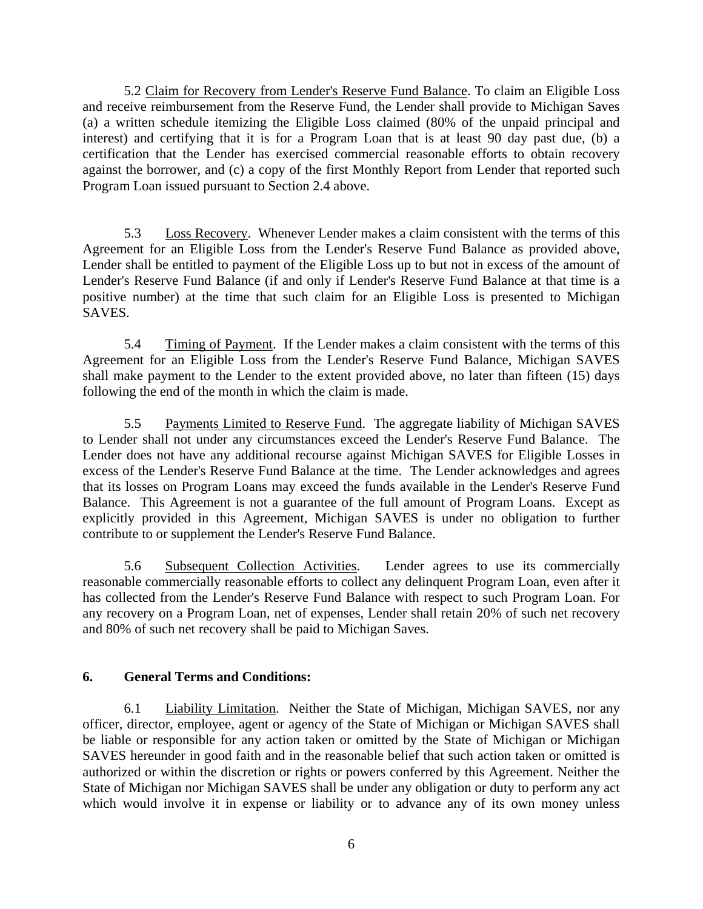5.2 Claim for Recovery from Lender's Reserve Fund Balance. To claim an Eligible Loss and receive reimbursement from the Reserve Fund, the Lender shall provide to Michigan Saves (a) a written schedule itemizing the Eligible Loss claimed (80% of the unpaid principal and interest) and certifying that it is for a Program Loan that is at least 90 day past due, (b) a certification that the Lender has exercised commercial reasonable efforts to obtain recovery against the borrower, and (c) a copy of the first Monthly Report from Lender that reported such Program Loan issued pursuant to Section 2.4 above.

5.3 Loss Recovery. Whenever Lender makes a claim consistent with the terms of this Agreement for an Eligible Loss from the Lender's Reserve Fund Balance as provided above, Lender shall be entitled to payment of the Eligible Loss up to but not in excess of the amount of Lender's Reserve Fund Balance (if and only if Lender's Reserve Fund Balance at that time is a positive number) at the time that such claim for an Eligible Loss is presented to Michigan SAVES.

5.4 Timing of Payment. If the Lender makes a claim consistent with the terms of this Agreement for an Eligible Loss from the Lender's Reserve Fund Balance, Michigan SAVES shall make payment to the Lender to the extent provided above, no later than fifteen (15) days following the end of the month in which the claim is made.

5.5 Payments Limited to Reserve Fund. The aggregate liability of Michigan SAVES to Lender shall not under any circumstances exceed the Lender's Reserve Fund Balance. The Lender does not have any additional recourse against Michigan SAVES for Eligible Losses in excess of the Lender's Reserve Fund Balance at the time. The Lender acknowledges and agrees that its losses on Program Loans may exceed the funds available in the Lender's Reserve Fund Balance. This Agreement is not a guarantee of the full amount of Program Loans. Except as explicitly provided in this Agreement, Michigan SAVES is under no obligation to further contribute to or supplement the Lender's Reserve Fund Balance.

5.6 Subsequent Collection Activities. Lender agrees to use its commercially reasonable commercially reasonable efforts to collect any delinquent Program Loan, even after it has collected from the Lender's Reserve Fund Balance with respect to such Program Loan. For any recovery on a Program Loan, net of expenses, Lender shall retain 20% of such net recovery and 80% of such net recovery shall be paid to Michigan Saves.

**6. General Terms and Conditions:**

6.1 Liability Limitation. Neither the State of Michigan, Michigan SAVES, nor any officer, director, employee, agent or agency of the State of Michigan or Michigan SAVES shall be liable or responsible for any action taken or omitted by the State of Michigan or Michigan SAVES hereunder in good faith and in the reasonable belief that such action taken or omitted is authorized or within the discretion or rights or powers conferred by this Agreement. Neither the State of Michigan nor Michigan SAVES shall be under any obligation or duty to perform any act which would involve it in expense or liability or to advance any of its own money unless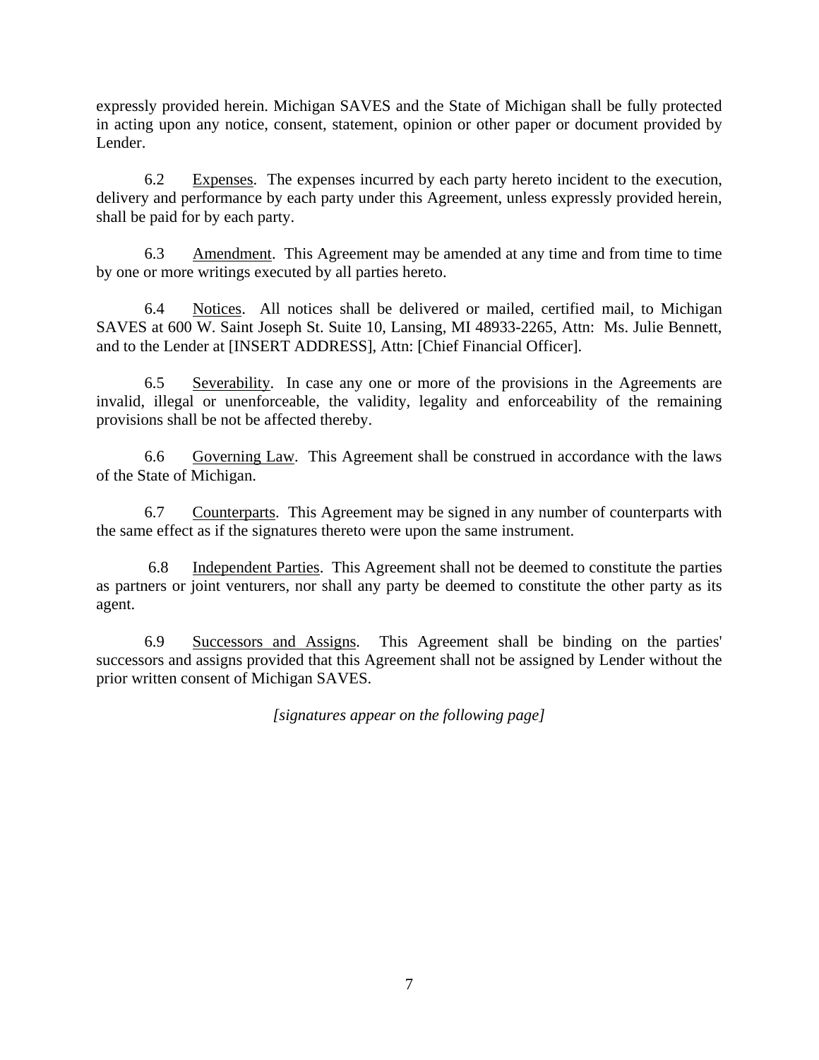expressly provided herein. Michigan SAVES and the State of Michigan shall be fully protected in acting upon any notice, consent, statement, opinion or other paper or document provided by Lender.

6.2 Expenses. The expenses incurred by each party hereto incident to the execution, delivery and performance by each party under this Agreement, unless expressly provided herein, shall be paid for by each party.

6.3 Amendment. This Agreement may be amended at any time and from time to time by one or more writings executed by all parties hereto.

6.4 Notices. All notices shall be delivered or mailed, certified mail, to Michigan SAVES at 600 W. Saint Joseph St. Suite 10, Lansing, MI 48933-2265, Attn: Ms. Julie Bennett, and to the Lender at [INSERT ADDRESS], Attn: [Chief Financial Officer].

6.5 Severability. In case any one or more of the provisions in the Agreements are invalid, illegal or unenforceable, the validity, legality and enforceability of the remaining provisions shall be not be affected thereby.

6.6 Governing Law. This Agreement shall be construed in accordance with the laws of the State of Michigan.

6.7 Counterparts. This Agreement may be signed in any number of counterparts with the same effect as if the signatures thereto were upon the same instrument.

6.8 Independent Parties. This Agreement shall not be deemed to constitute the parties as partners or joint venturers, nor shall any party be deemed to constitute the other party as its agent.

6.9 Successors and Assigns. This Agreement shall be binding on the parties' successors and assigns provided that this Agreement shall not be assigned by Lender without the prior written consent of Michigan SAVES.

*[signatures appear on the following page]*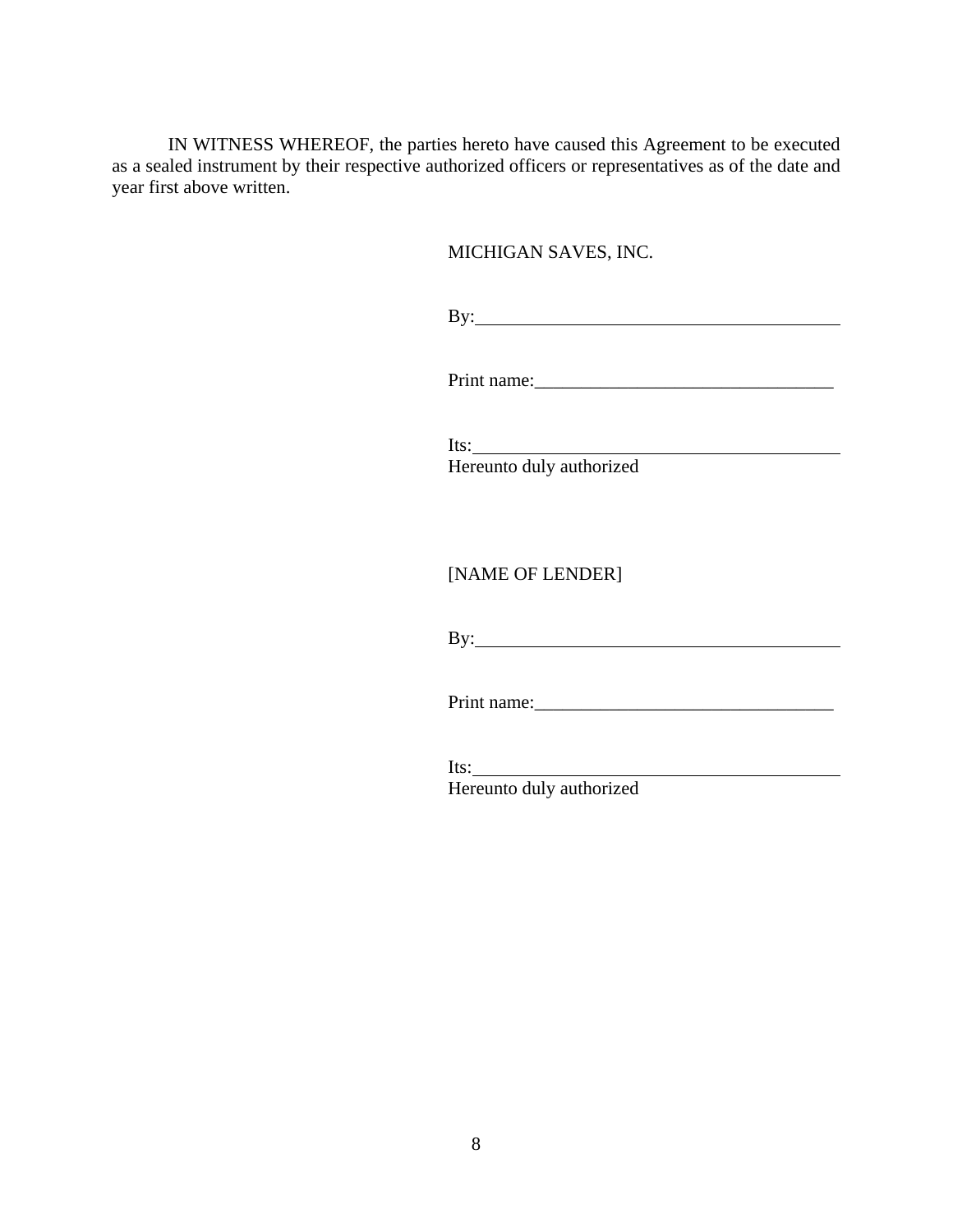IN WITNESS WHEREOF, the parties hereto have caused this Agreement to be executed as a sealed instrument by their respective authorized officers or representatives as of the date and year first above written.

MICHIGAN SAVES, INC.

By:\_\_\_\_\_\_\_\_\_\_\_\_\_\_\_\_\_\_\_\_\_\_\_\_\_\_\_\_\_\_\_\_\_\_\_\_\_\_\_\_

Print name:\_\_\_\_\_\_\_\_\_\_\_\_\_\_\_\_\_\_\_\_\_\_\_\_\_\_\_\_\_\_\_\_\_

Its:\_\_\_\_\_\_\_\_\_\_\_\_\_\_\_\_\_\_\_\_\_\_\_\_\_\_\_\_\_\_\_\_\_\_\_\_\_\_\_\_\_
Hereunto duly authorized

[NAME OF LENDER]

By:\_\_\_\_\_\_\_\_\_\_\_\_\_\_\_\_\_\_\_\_\_\_\_\_\_\_\_\_\_\_\_\_\_\_\_\_\_\_\_\_

Print name:\_\_\_\_\_\_\_\_\_\_\_\_\_\_\_\_\_\_\_\_\_\_\_\_\_\_\_\_\_\_\_\_\_

Its:\_\_\_\_\_\_\_\_\_\_\_\_\_\_\_\_\_\_\_\_\_\_\_\_\_\_\_\_\_\_\_\_\_\_\_\_\_\_\_\_\_
Hereunto duly authorized